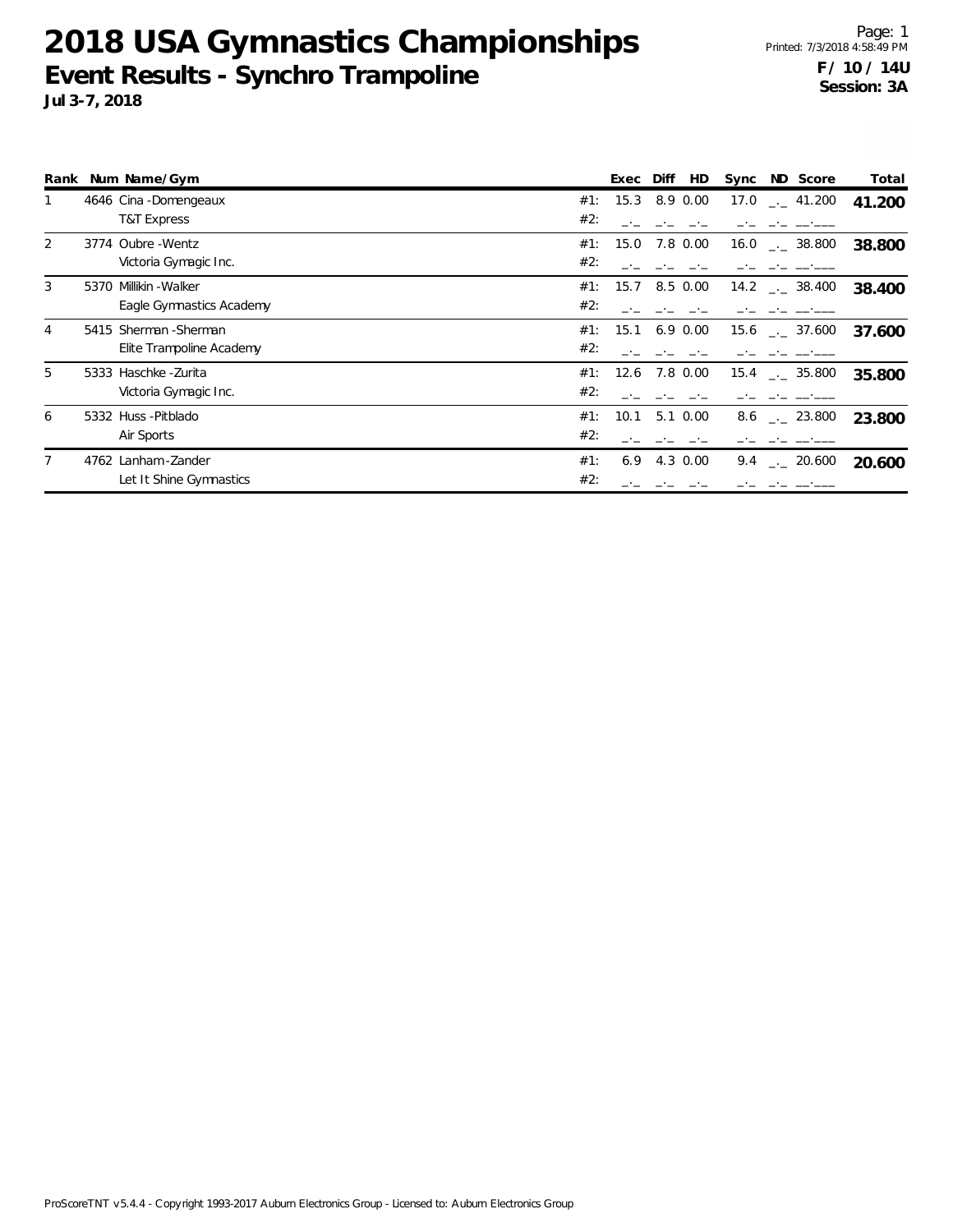# 2018 USA Gymnastics Championships

## Event Results - Synchro Trampoline

**Jul 3-7, 2018**

Printed: 7/3/2018 4:58:49 PM

**F / 10 / 14U**
**Session: 3A**

| Rank | Num | Name/Gym | | Exec | Diff | HD | Sync | ND | Score | Total |
|---|---|---|---|---|---|---|---|---|---|---|
| 1 | 4646 | Cina -Domengeaux | #1: | 15.3 | 8.9 | 0.00 | 17.0 | _._ | 41.200 | **41.200** |
| | | T&T Express | #2: | _._ | _._ | _._ | _._ | _._ | __.___ | |
| 2 | 3774 | Oubre -Wentz | #1: | 15.0 | 7.8 | 0.00 | 16.0 | _._ | 38.800 | **38.800** |
| | | Victoria Gymagic Inc. | #2: | _._ | _._ | _._ | _._ | _._ | __.___ | |
| 3 | 5370 | Millikin -Walker | #1: | 15.7 | 8.5 | 0.00 | 14.2 | _._ | 38.400 | **38.400** |
| | | Eagle Gymnastics Academy | #2: | _._ | _._ | _._ | _._ | _._ | __.___ | |
| 4 | 5415 | Sherman -Sherman | #1: | 15.1 | 6.9 | 0.00 | 15.6 | _._ | 37.600 | **37.600** |
| | | Elite Trampoline Academy | #2: | _._ | _._ | _._ | _._ | _._ | __.___ | |
| 5 | 5333 | Haschke -Zurita | #1: | 12.6 | 7.8 | 0.00 | 15.4 | _._ | 35.800 | **35.800** |
| | | Victoria Gymagic Inc. | #2: | _._ | _._ | _._ | _._ | _._ | __.___ | |
| 6 | 5332 | Huss -Pitblado | #1: | 10.1 | 5.1 | 0.00 | 8.6 | _._ | 23.800 | **23.800** |
| | | Air Sports | #2: | _._ | _._ | _._ | _._ | _._ | __.___ | |
| 7 | 4762 | Lanham-Zander | #1: | 6.9 | 4.3 | 0.00 | 9.4 | _._ | 20.600 | **20.600** |
| | | Let It Shine Gymnastics | #2: | _._ | _._ | _._ | _._ | _._ | __.___ | |

ProScoreTNT v5.4.4 - Copyright 1993-2017 Auburn Electronics Group - Licensed to: Auburn Electronics Group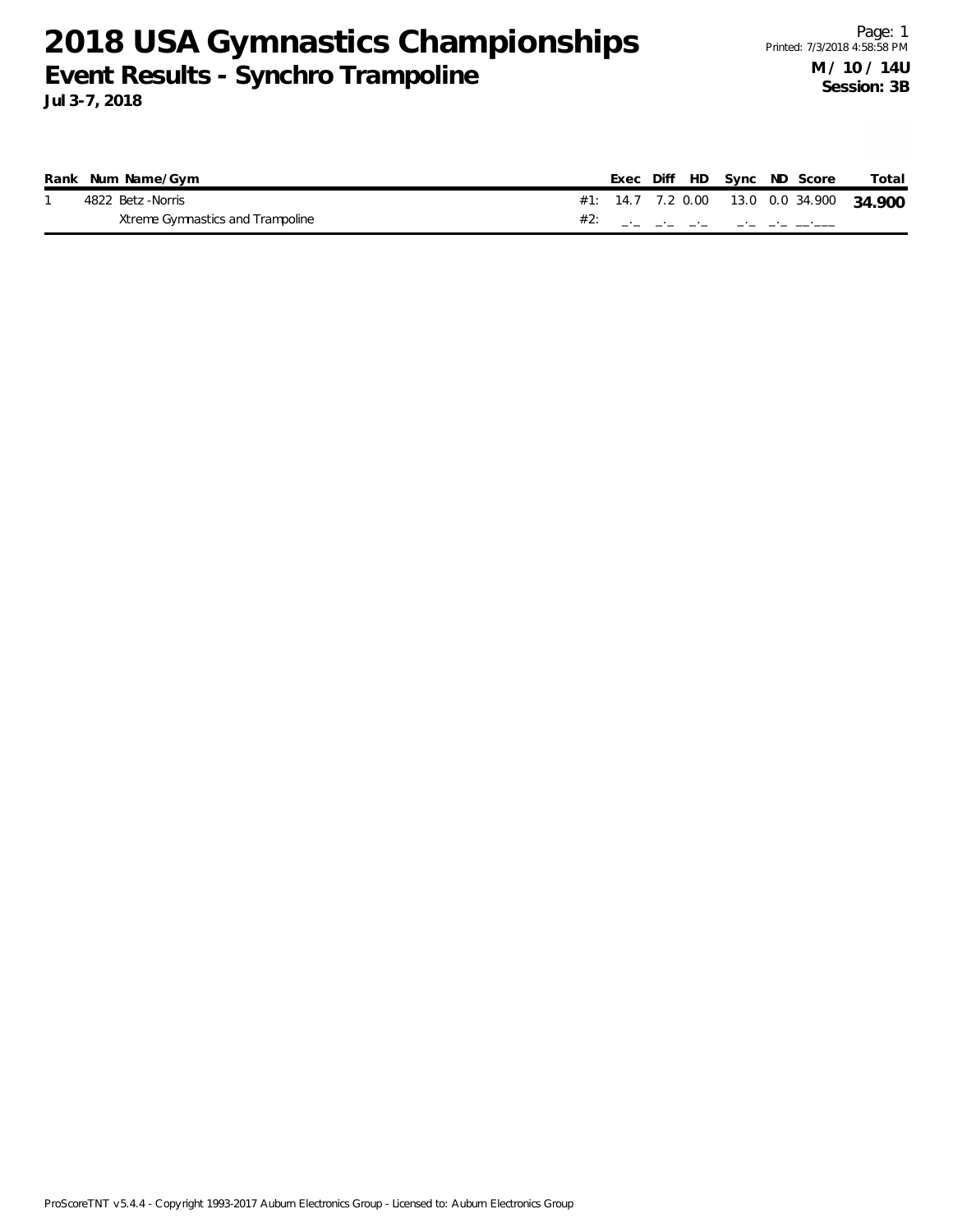# 2018 USA Gymnastics Championships

## Event Results - Synchro Trampoline

**Jul 3-7, 2018**

Printed: 7/3/2018 4:58:58 PM

**M / 10 / 14U**
**Session: 3B**

| Rank | Num | Name/Gym | | Exec | Diff | HD | Sync | ND | Score | Total |
|---|---|---|---|---|---|---|---|---|---|---|
| 1 | 4822 | Betz -Norris | #1: | 14.7 | 7.2 | 0.00 | 13.0 | 0.0 | 34.900 | **34.900** |
| | | Xtreme Gymnastics and Trampoline | #2: | _._ | _._ | _._ | _._ | _._ | __.___ | |

ProScoreTNT v5.4.4 - Copyright 1993-2017 Auburn Electronics Group - Licensed to: Auburn Electronics Group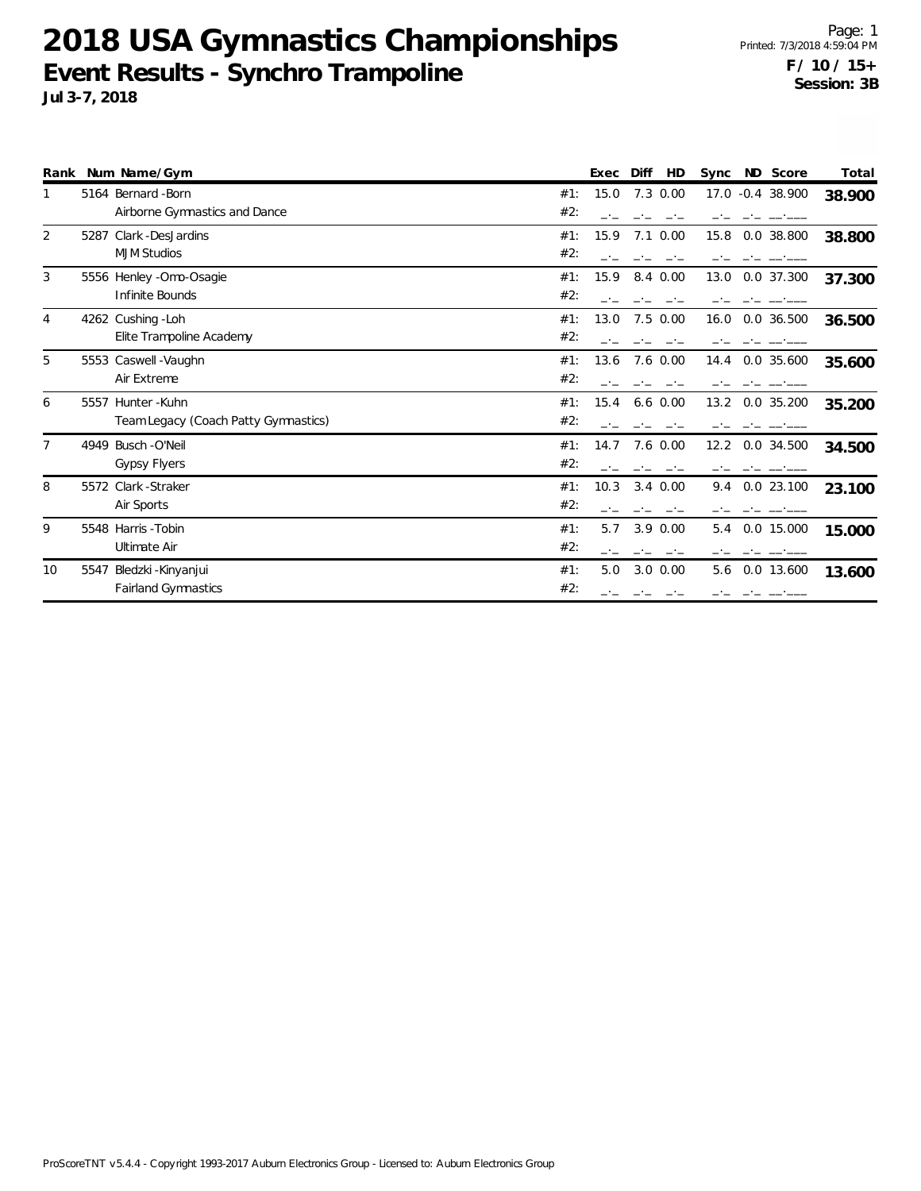# 2018 USA Gymnastics Championships

## Event Results - Synchro Trampoline

**Jul 3-7, 2018**

Page: 1
Printed: 7/3/2018 4:59:04 PM
**F / 10 / 15+**
**Session: 3B**

| Rank | Num | Name/Gym | | Exec | Diff | HD | Sync | ND | Score | Total |
|---|---|---|---|---|---|---|---|---|---|---|
| 1 | 5164 | Bernard -Born | #1: | 15.0 | 7.3 | 0.00 | 17.0 | -0.4 | 38.900 | **38.900** |
| | | Airborne Gymnastics and Dance | #2: | _._ | _._ | _._ | _._ | _._ | __.___ | |
| 2 | 5287 | Clark -DesJardins | #1: | 15.9 | 7.1 | 0.00 | 15.8 | 0.0 | 38.800 | **38.800** |
| | | MJM Studios | #2: | _._ | _._ | _._ | _._ | _._ | __.___ | |
| 3 | 5556 | Henley -Omo-Osagie | #1: | 15.9 | 8.4 | 0.00 | 13.0 | 0.0 | 37.300 | **37.300** |
| | | Infinite Bounds | #2: | _._ | _._ | _._ | _._ | _._ | __.___ | |
| 4 | 4262 | Cushing -Loh | #1: | 13.0 | 7.5 | 0.00 | 16.0 | 0.0 | 36.500 | **36.500** |
| | | Elite Trampoline Academy | #2: | _._ | _._ | _._ | _._ | _._ | __.___ | |
| 5 | 5553 | Caswell -Vaughn | #1: | 13.6 | 7.6 | 0.00 | 14.4 | 0.0 | 35.600 | **35.600** |
| | | Air Extreme | #2: | _._ | _._ | _._ | _._ | _._ | __.___ | |
| 6 | 5557 | Hunter -Kuhn | #1: | 15.4 | 6.6 | 0.00 | 13.2 | 0.0 | 35.200 | **35.200** |
| | | Team Legacy (Coach Patty Gymnastics) | #2: | _._ | _._ | _._ | _._ | _._ | __.___ | |
| 7 | 4949 | Busch -O'Neil | #1: | 14.7 | 7.6 | 0.00 | 12.2 | 0.0 | 34.500 | **34.500** |
| | | Gypsy Flyers | #2: | _._ | _._ | _._ | _._ | _._ | __.___ | |
| 8 | 5572 | Clark -Straker | #1: | 10.3 | 3.4 | 0.00 | 9.4 | 0.0 | 23.100 | **23.100** |
| | | Air Sports | #2: | _._ | _._ | _._ | _._ | _._ | __.___ | |
| 9 | 5548 | Harris -Tobin | #1: | 5.7 | 3.9 | 0.00 | 5.4 | 0.0 | 15.000 | **15.000** |
| | | Ultimate Air | #2: | _._ | _._ | _._ | _._ | _._ | __.___ | |
| 10 | 5547 | Bledzki -Kinyanjui | #1: | 5.0 | 3.0 | 0.00 | 5.6 | 0.0 | 13.600 | **13.600** |
| | | Fairland Gymnastics | #2: | _._ | _._ | _._ | _._ | _._ | __.___ | |

ProScoreTNT v5.4.4 - Copyright 1993-2017 Auburn Electronics Group - Licensed to: Auburn Electronics Group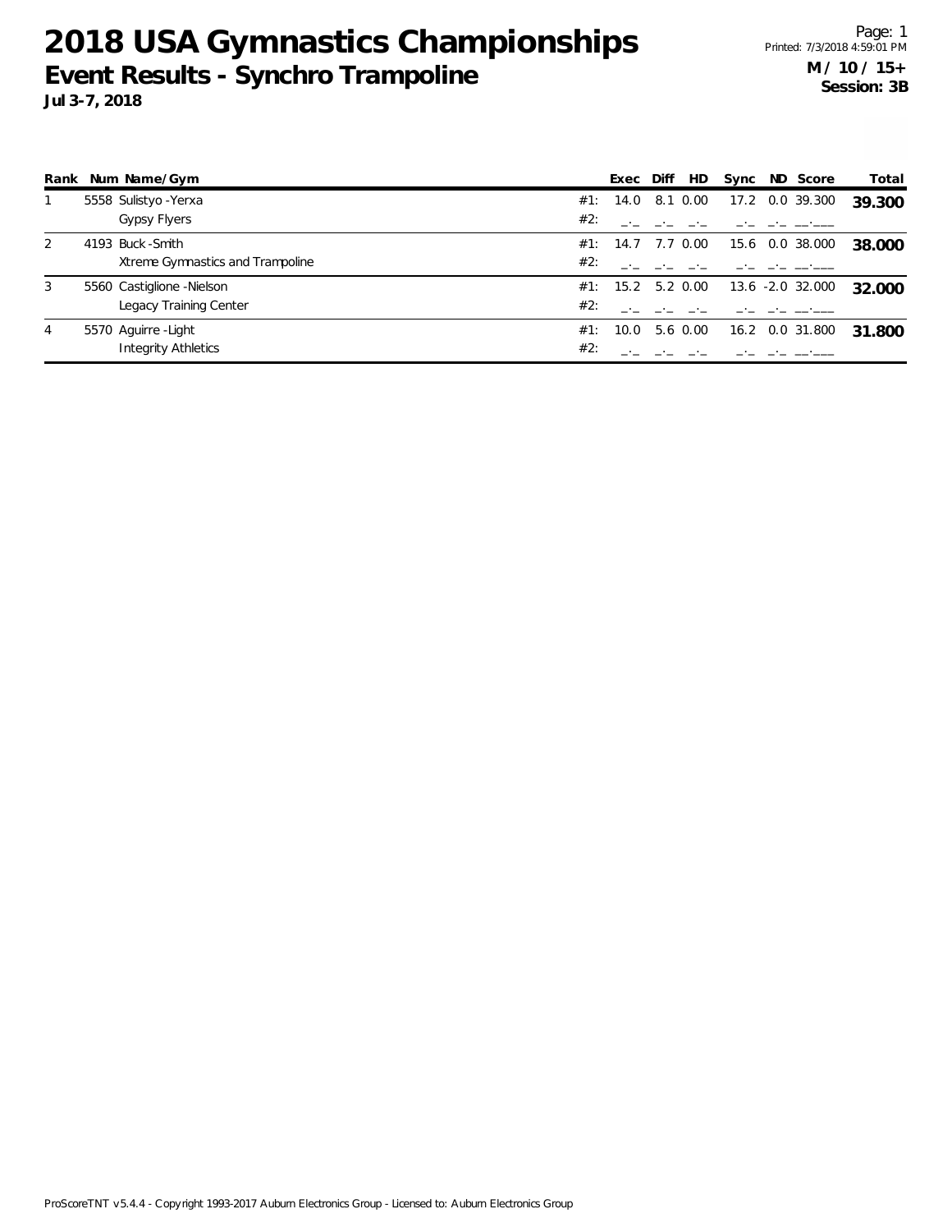# 2018 USA Gymnastics Championships

## Event Results - Synchro Trampoline

**Jul 3-7, 2018**

Page: 1
Printed: 7/3/2018 4:59:01 PM

**M / 10 / 15+**
**Session: 3B**

| Rank | Num | Name/Gym | | Exec | Diff | HD | Sync | ND | Score | Total |
|---|---|---|---|---|---|---|---|---|---|---|
| 1 | 5558 | Sulistyo -Yerxa | #1: | 14.0 | 8.1 | 0.00 | 17.2 | 0.0 | 39.300 | **39.300** |
| | | Gypsy Flyers | #2: | \_.\_ | \_.\_ | \_.\_ | \_.\_ | \_.\_ | \_\_.\_\_\_ | |
| 2 | 4193 | Buck -Smith | #1: | 14.7 | 7.7 | 0.00 | 15.6 | 0.0 | 38.000 | **38.000** |
| | | Xtreme Gymnastics and Trampoline | #2: | \_.\_ | \_.\_ | \_.\_ | \_.\_ | \_.\_ | \_\_.\_\_\_ | |
| 3 | 5560 | Castiglione -Nielson | #1: | 15.2 | 5.2 | 0.00 | 13.6 | -2.0 | 32.000 | **32.000** |
| | | Legacy Training Center | #2: | \_.\_ | \_.\_ | \_.\_ | \_.\_ | \_.\_ | \_\_.\_\_\_ | |
| 4 | 5570 | Aguirre -Light | #1: | 10.0 | 5.6 | 0.00 | 16.2 | 0.0 | 31.800 | **31.800** |
| | | Integrity Athletics | #2: | \_.\_ | \_.\_ | \_.\_ | \_.\_ | \_.\_ | \_\_.\_\_\_ | |

ProScoreTNT v5.4.4 - Copyright 1993-2017 Auburn Electronics Group - Licensed to: Auburn Electronics Group